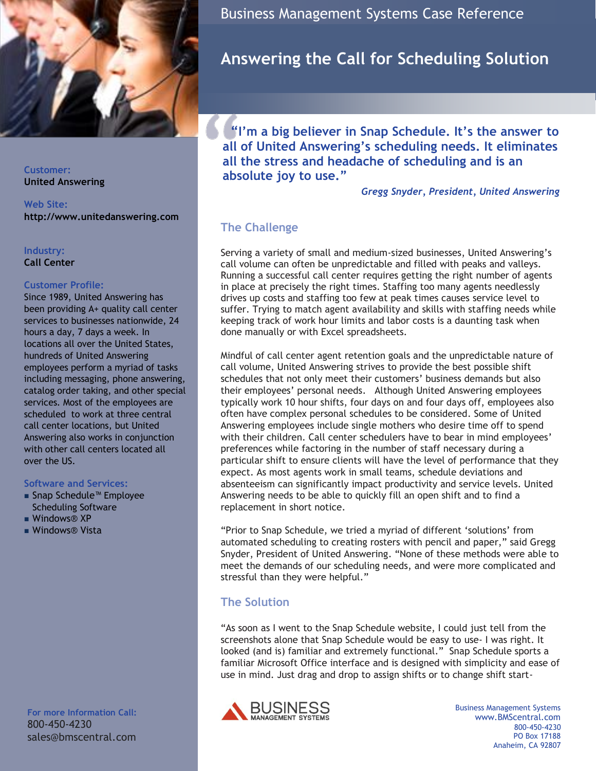# Business Management Systems Case Reference

## Answering the Call for Scheduling Solution

**Customer:**
United Answering

**Web Site:**
http://www.unitedanswering.com

**Industry:**
Call Center

**Customer Profile:**
Since 1989, United Answering has been providing A+ quality call center services to businesses nationwide, 24 hours a day, 7 days a week. In locations all over the United States, hundreds of United Answering employees perform a myriad of tasks including messaging, phone answering, catalog order taking, and other special services. Most of the employees are scheduled to work at three central call center locations, but United Answering also works in conjunction with other call centers located all over the US.

**Software and Services:**

- Snap Schedule™ Employee Scheduling Software
- Windows® XP
- Windows® Vista

**For more Information Call:**
800-450-4230
sales@bmscentral.com

> **"I'm a big believer in Snap Schedule. It's the answer to all of United Answering's scheduling needs. It eliminates all the stress and headache of scheduling and is an absolute joy to use."**
>
> *Gregg Snyder, President, United Answering*

### The Challenge

Serving a variety of small and medium-sized businesses, United Answering's call volume can often be unpredictable and filled with peaks and valleys. Running a successful call center requires getting the right number of agents in place at precisely the right times. Staffing too many agents needlessly drives up costs and staffing too few at peak times causes service level to suffer. Trying to match agent availability and skills with staffing needs while keeping track of work hour limits and labor costs is a daunting task when done manually or with Excel spreadsheets.

Mindful of call center agent retention goals and the unpredictable nature of call volume, United Answering strives to provide the best possible shift schedules that not only meet their customers' business demands but also their employees' personal needs. Although United Answering employees typically work 10 hour shifts, four days on and four days off, employees also often have complex personal schedules to be considered. Some of United Answering employees include single mothers who desire time off to spend with their children. Call center schedulers have to bear in mind employees' preferences while factoring in the number of staff necessary during a particular shift to ensure clients will have the level of performance that they expect. As most agents work in small teams, schedule deviations and absenteeism can significantly impact productivity and service levels. United Answering needs to be able to quickly fill an open shift and to find a replacement in short notice.

"Prior to Snap Schedule, we tried a myriad of different 'solutions' from automated scheduling to creating rosters with pencil and paper," said Gregg Snyder, President of United Answering. "None of these methods were able to meet the demands of our scheduling needs, and were more complicated and stressful than they were helpful."

### The Solution

"As soon as I went to the Snap Schedule website, I could just tell from the screenshots alone that Snap Schedule would be easy to use- I was right. It looked (and is) familiar and extremely functional." Snap Schedule sports a familiar Microsoft Office interface and is designed with simplicity and ease of use in mind. Just drag and drop to assign shifts or to change shift start-

BUSINESS MANAGEMENT SYSTEMS

Business Management Systems
www.BMScentral.com
800-450-4230
PO Box 17188
Anaheim, CA 92807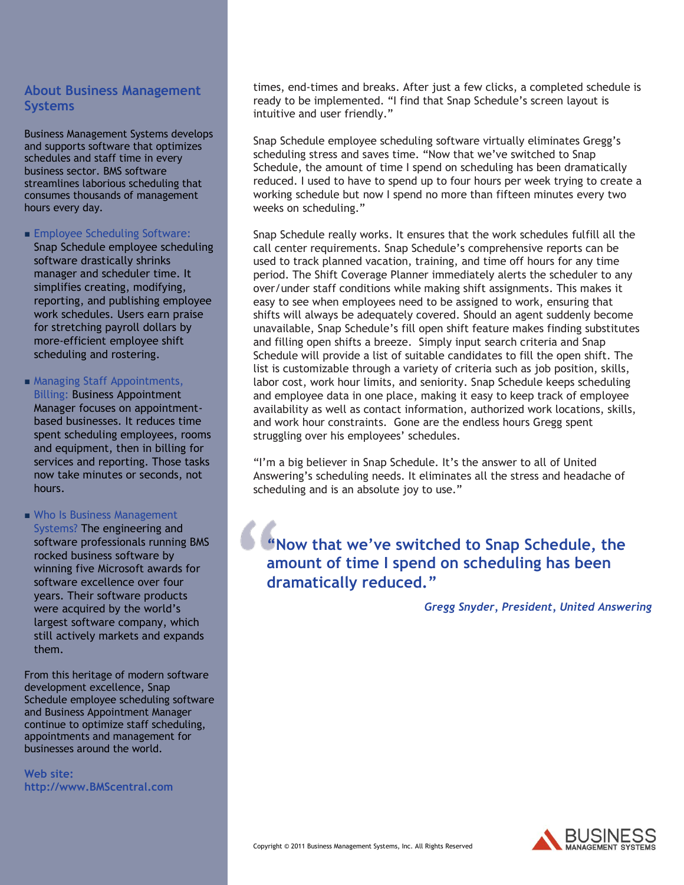times, end-times and breaks. After just a few clicks, a completed schedule is ready to be implemented. "I find that Snap Schedule's screen layout is intuitive and user friendly."

Snap Schedule employee scheduling software virtually eliminates Gregg's scheduling stress and saves time. "Now that we've switched to Snap Schedule, the amount of time I spend on scheduling has been dramatically reduced. I used to have to spend up to four hours per week trying to create a working schedule but now I spend no more than fifteen minutes every two weeks on scheduling."

Snap Schedule really works. It ensures that the work schedules fulfill all the call center requirements. Snap Schedule's comprehensive reports can be used to track planned vacation, training, and time off hours for any time period. The Shift Coverage Planner immediately alerts the scheduler to any over/under staff conditions while making shift assignments. This makes it easy to see when employees need to be assigned to work, ensuring that shifts will always be adequately covered. Should an agent suddenly become unavailable, Snap Schedule's fill open shift feature makes finding substitutes and filling open shifts a breeze. Simply input search criteria and Snap Schedule will provide a list of suitable candidates to fill the open shift. The list is customizable through a variety of criteria such as job position, skills, labor cost, work hour limits, and seniority. Snap Schedule keeps scheduling and employee data in one place, making it easy to keep track of employee availability as well as contact information, authorized work locations, skills, and work hour constraints. Gone are the endless hours Gregg spent struggling over his employees' schedules.

"I'm a big believer in Snap Schedule. It's the answer to all of United Answering's scheduling needs. It eliminates all the stress and headache of scheduling and is an absolute joy to use."

> **"Now that we've switched to Snap Schedule, the amount of time I spend on scheduling has been dramatically reduced."**
>
> *Gregg Snyder, President, United Answering*

## About Business Management Systems

Business Management Systems develops and supports software that optimizes schedules and staff time in every business sector. BMS software streamlines laborious scheduling that consumes thousands of management hours every day.

- **Employee Scheduling Software:** Snap Schedule employee scheduling software drastically shrinks manager and scheduler time. It simplifies creating, modifying, reporting, and publishing employee work schedules. Users earn praise for stretching payroll dollars by more-efficient employee shift scheduling and rostering.
- **Managing Staff Appointments, Billing:** Business Appointment Manager focuses on appointment-based businesses. It reduces time spent scheduling employees, rooms and equipment, then in billing for services and reporting. Those tasks now take minutes or seconds, not hours.
- **Who Is Business Management Systems?** The engineering and software professionals running BMS rocked business software by winning five Microsoft awards for software excellence over four years. Their software products were acquired by the world's largest software company, which still actively markets and expands them.

From this heritage of modern software development excellence, Snap Schedule employee scheduling software and Business Appointment Manager continue to optimize staff scheduling, appointments and management for businesses around the world.

**Web site:**
**http://www.BMScentral.com**

Copyright © 2011 Business Management Systems, Inc. All Rights Reserved

BUSINESS MANAGEMENT SYSTEMS